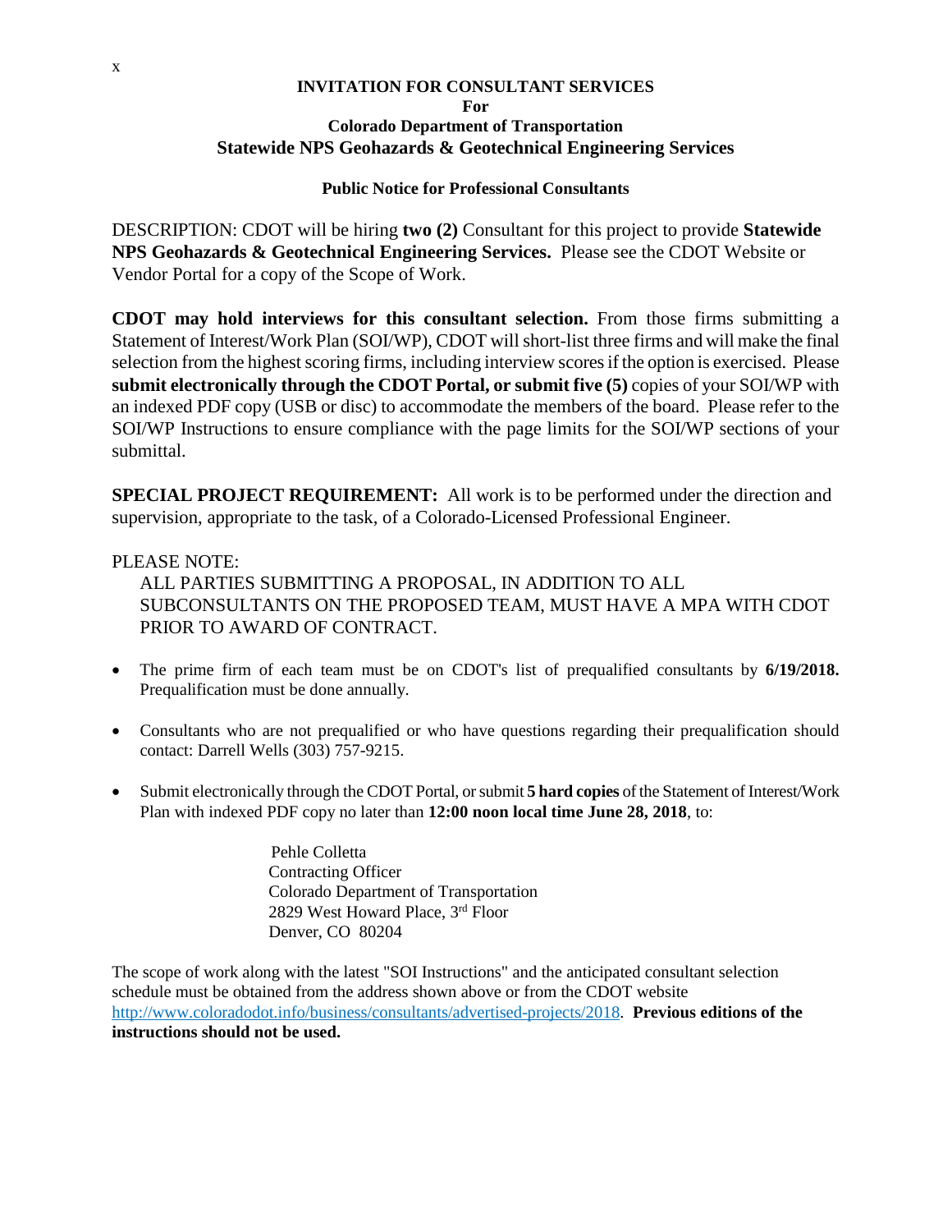x

**INVITATION FOR CONSULTANT SERVICES**
**For**
**Colorado Department of Transportation**
**Statewide NPS Geohazards & Geotechnical Engineering Services**

**Public Notice for Professional Consultants**

DESCRIPTION: CDOT will be hiring **two (2)** Consultant for this project to provide **Statewide NPS Geohazards & Geotechnical Engineering Services.** Please see the CDOT Website or Vendor Portal for a copy of the Scope of Work.

**CDOT may hold interviews for this consultant selection.** From those firms submitting a Statement of Interest/Work Plan (SOI/WP), CDOT will short-list three firms and will make the final selection from the highest scoring firms, including interview scores if the option is exercised. Please **submit electronically through the CDOT Portal, or submit five (5)** copies of your SOI/WP with an indexed PDF copy (USB or disc) to accommodate the members of the board. Please refer to the SOI/WP Instructions to ensure compliance with the page limits for the SOI/WP sections of your submittal.

**SPECIAL PROJECT REQUIREMENT:** All work is to be performed under the direction and supervision, appropriate to the task, of a Colorado-Licensed Professional Engineer.

PLEASE NOTE:

ALL PARTIES SUBMITTING A PROPOSAL, IN ADDITION TO ALL SUBCONSULTANTS ON THE PROPOSED TEAM, MUST HAVE A MPA WITH CDOT PRIOR TO AWARD OF CONTRACT.

- The prime firm of each team must be on CDOT's list of prequalified consultants by **6/19/2018.** Prequalification must be done annually.
- Consultants who are not prequalified or who have questions regarding their prequalification should contact: Darrell Wells (303) 757-9215.
- Submit electronically through the CDOT Portal, or submit **5 hard copies** of the Statement of Interest/Work Plan with indexed PDF copy no later than **12:00 noon local time June 28, 2018**, to:

  Pehle Colletta
  Contracting Officer
  Colorado Department of Transportation
  2829 West Howard Place, 3rd Floor
  Denver, CO 80204

The scope of work along with the latest "SOI Instructions" and the anticipated consultant selection schedule must be obtained from the address shown above or from the CDOT website http://www.coloradodot.info/business/consultants/advertised-projects/2018. **Previous editions of the instructions should not be used.**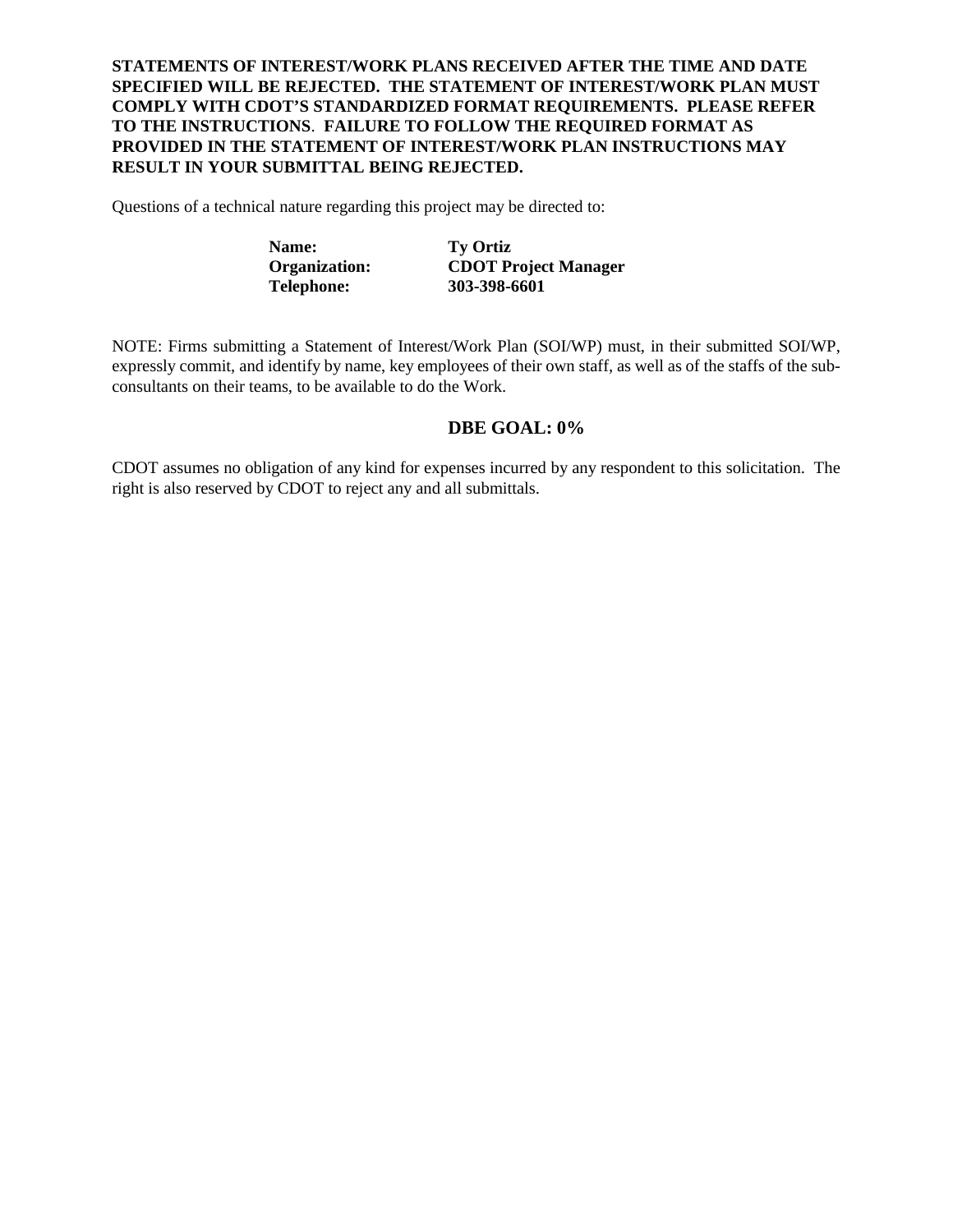**STATEMENTS OF INTEREST/WORK PLANS RECEIVED AFTER THE TIME AND DATE SPECIFIED WILL BE REJECTED. THE STATEMENT OF INTEREST/WORK PLAN MUST COMPLY WITH CDOT'S STANDARDIZED FORMAT REQUIREMENTS. PLEASE REFER TO THE INSTRUCTIONS. FAILURE TO FOLLOW THE REQUIRED FORMAT AS PROVIDED IN THE STATEMENT OF INTEREST/WORK PLAN INSTRUCTIONS MAY RESULT IN YOUR SUBMITTAL BEING REJECTED.**

Questions of a technical nature regarding this project may be directed to:

| | |
|---|---|
| **Name:** | **Ty Ortiz** |
| **Organization:** | **CDOT Project Manager** |
| **Telephone:** | **303-398-6601** |

NOTE: Firms submitting a Statement of Interest/Work Plan (SOI/WP) must, in their submitted SOI/WP, expressly commit, and identify by name, key employees of their own staff, as well as of the staffs of the sub-consultants on their teams, to be available to do the Work.

## DBE GOAL: 0%

CDOT assumes no obligation of any kind for expenses incurred by any respondent to this solicitation. The right is also reserved by CDOT to reject any and all submittals.